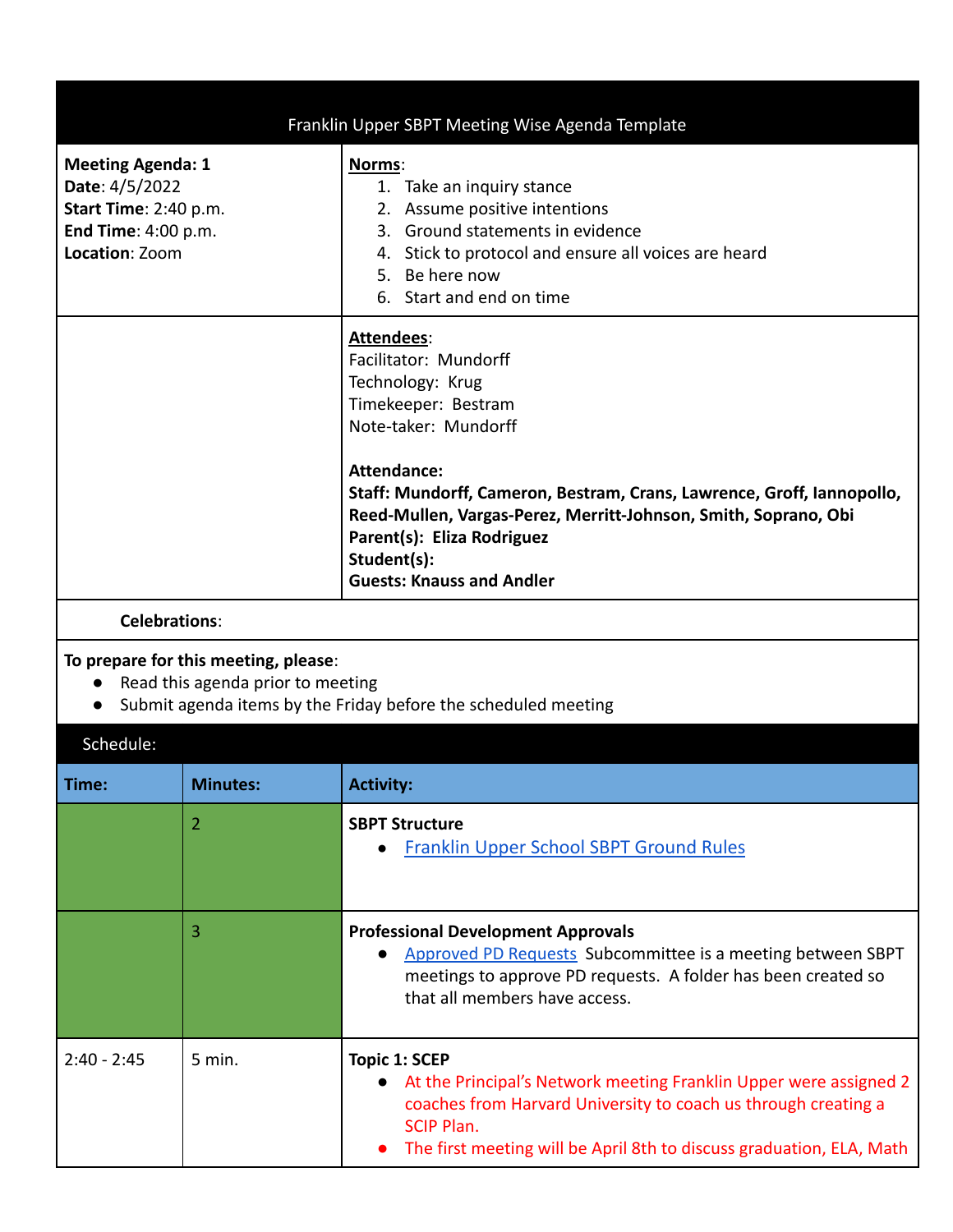# Franklin Upper SBPT Meeting Wise Agenda Template

| | |
|---|---|
| **Meeting Agenda: 1**<br>**Date**: 4/5/2022<br>**Start Time**: 2:40 p.m.<br>**End Time**: 4:00 p.m.<br>**Location**: Zoom | **Norms**:<br>1. Take an inquiry stance<br>2. Assume positive intentions<br>3. Ground statements in evidence<br>4. Stick to protocol and ensure all voices are heard<br>5. Be here now<br>6. Start and end on time |
| | **Attendees**:<br>Facilitator: Mundorff<br>Technology: Krug<br>Timekeeper: Bestram<br>Note-taker: Mundorff<br><br>**Attendance:**<br>**Staff: Mundorff, Cameron, Bestram, Crans, Lawrence, Groff, Iannopollo, Reed-Mullen, Vargas-Perez, Merritt-Johnson, Smith, Soprano, Obi**<br>**Parent(s): Eliza Rodriguez**<br>**Student(s):**<br>**Guests: Knauss and Andler** |

**Celebrations**:

**To prepare for this meeting, please**:
- Read this agenda prior to meeting
- Submit agenda items by the Friday before the scheduled meeting

## Schedule:

| Time: | Minutes: | Activity: |
|---|---|---|
| | 2 | **SBPT Structure**<br>• Franklin Upper School SBPT Ground Rules |
| | 3 | **Professional Development Approvals**<br>• Approved PD Requests Subcommittee is a meeting between SBPT meetings to approve PD requests. A folder has been created so that all members have access. |
| 2:40 - 2:45 | 5 min. | **Topic 1: SCEP**<br>• At the Principal's Network meeting Franklin Upper were assigned 2 coaches from Harvard University to coach us through creating a SCIP Plan.<br>• The first meeting will be April 8th to discuss graduation, ELA, Math |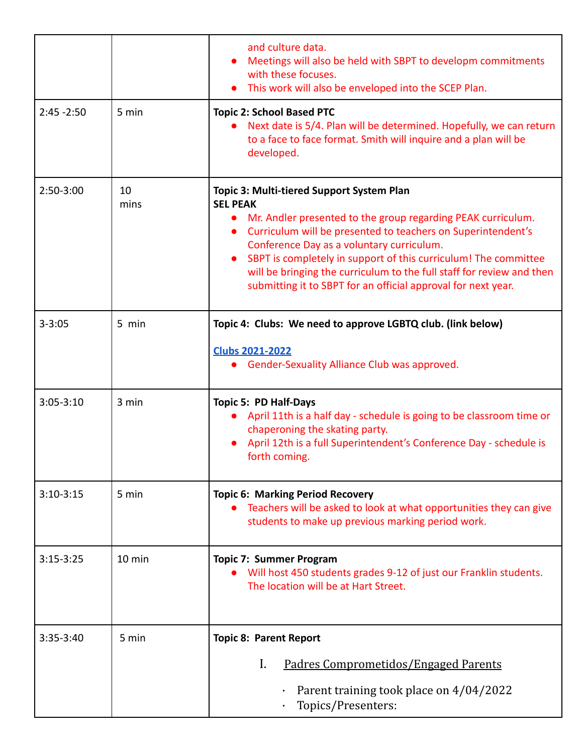| | | |
|---|---|---|
| | | and culture data.<br>• Meetings will also be held with SBPT to developm commitments with these focuses.<br>• This work will also be enveloped into the SCEP Plan. |
| 2:45 -2:50 | 5 min | **Topic 2: School Based PTC**<br>• Next date is 5/4. Plan will be determined. Hopefully, we can return to a face to face format. Smith will inquire and a plan will be developed. |
| 2:50-3:00 | 10 mins | **Topic 3: Multi-tiered Support System Plan**<br>**SEL PEAK**<br>• Mr. Andler presented to the group regarding PEAK curriculum.<br>• Curriculum will be presented to teachers on Superintendent's Conference Day as a voluntary curriculum.<br>• SBPT is completely in support of this curriculum! The committee will be bringing the curriculum to the full staff for review and then submitting it to SBPT for an official approval for next year. |
| 3-3:05 | 5 min | **Topic 4: Clubs: We need to approve LGBTQ club. (link below)**<br><br>Clubs 2021-2022<br>• Gender-Sexuality Alliance Club was approved. |
| 3:05-3:10 | 3 min | **Topic 5: PD Half-Days**<br>• April 11th is a half day - schedule is going to be classroom time or chaperoning the skating party.<br>• April 12th is a full Superintendent's Conference Day - schedule is forth coming. |
| 3:10-3:15 | 5 min | **Topic 6: Marking Period Recovery**<br>• Teachers will be asked to look at what opportunities they can give students to make up previous marking period work. |
| 3:15-3:25 | 10 min | **Topic 7: Summer Program**<br>• Will host 450 students grades 9-12 of just our Franklin students. The location will be at Hart Street. |
| 3:35-3:40 | 5 min | **Topic 8: Parent Report**<br><br>I. Padres Comprometidos/Engaged Parents<br><br>· Parent training took place on 4/04/2022<br>· Topics/Presenters: |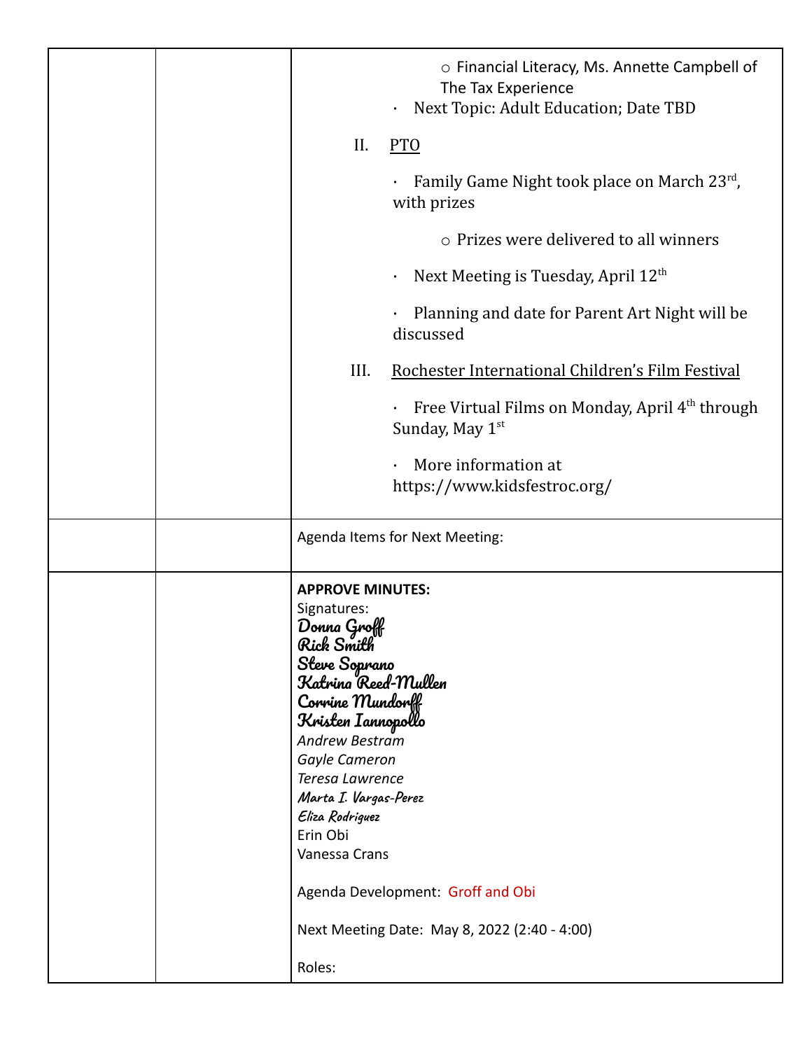| | | ○ Financial Literacy, Ms. Annette Campbell of The Tax Experience<br>· Next Topic: Adult Education; Date TBD<br><br>II. <u>PTO</u><br><br>· Family Game Night took place on March 23rd, with prizes<br><br>○ Prizes were delivered to all winners<br><br>· Next Meeting is Tuesday, April 12th<br><br>· Planning and date for Parent Art Night will be discussed<br><br>III. <u>Rochester International Children's Film Festival</u><br><br>· Free Virtual Films on Monday, April 4th through Sunday, May 1st<br><br>· More information at https://www.kidsfestroc.org/ |
|---|---|---|
| | | Agenda Items for Next Meeting: |
| | | **APPROVE MINUTES:**<br>Signatures:<br>*Donna Groff*<br>*Rick Smith*<br>*Steve Soprano*<br>*Katrina Reed-Mullen*<br>*Corrine Mundorff*<br>*Kristen Iannopollo*<br>*Andrew Bestram*<br>*Gayle Cameron*<br>*Teresa Lawrence*<br>*Marta I. Vargas-Perez*<br>*Eliza Rodriguez*<br>Erin Obi<br>Vanessa Crans<br><br>Agenda Development: Groff and Obi<br><br>Next Meeting Date: May 8, 2022 (2:40 - 4:00)<br><br>Roles: |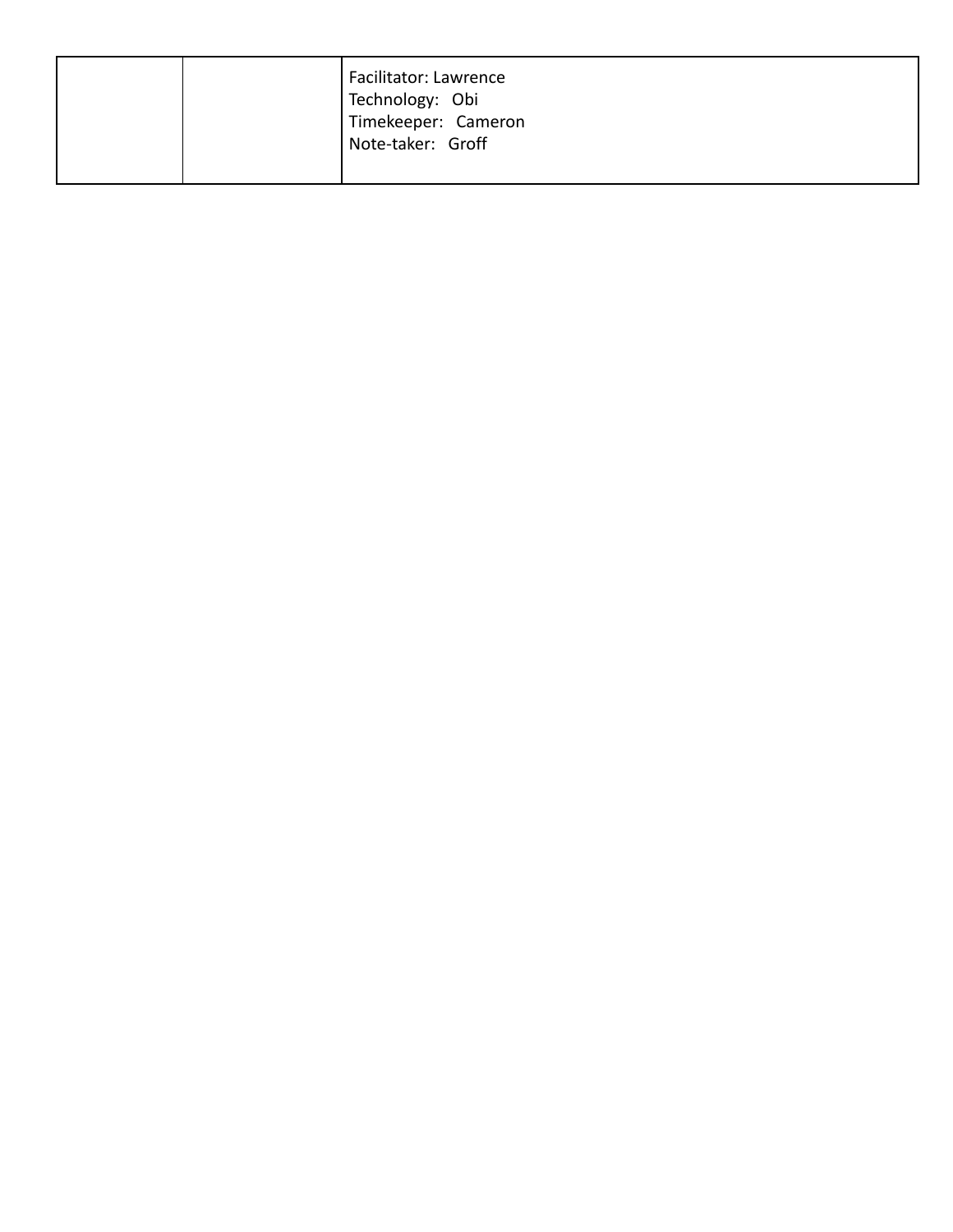| | | |
|---|---|---|
| | | Facilitator: Lawrence<br>Technology: Obi<br>Timekeeper: Cameron<br>Note-taker: Groff |